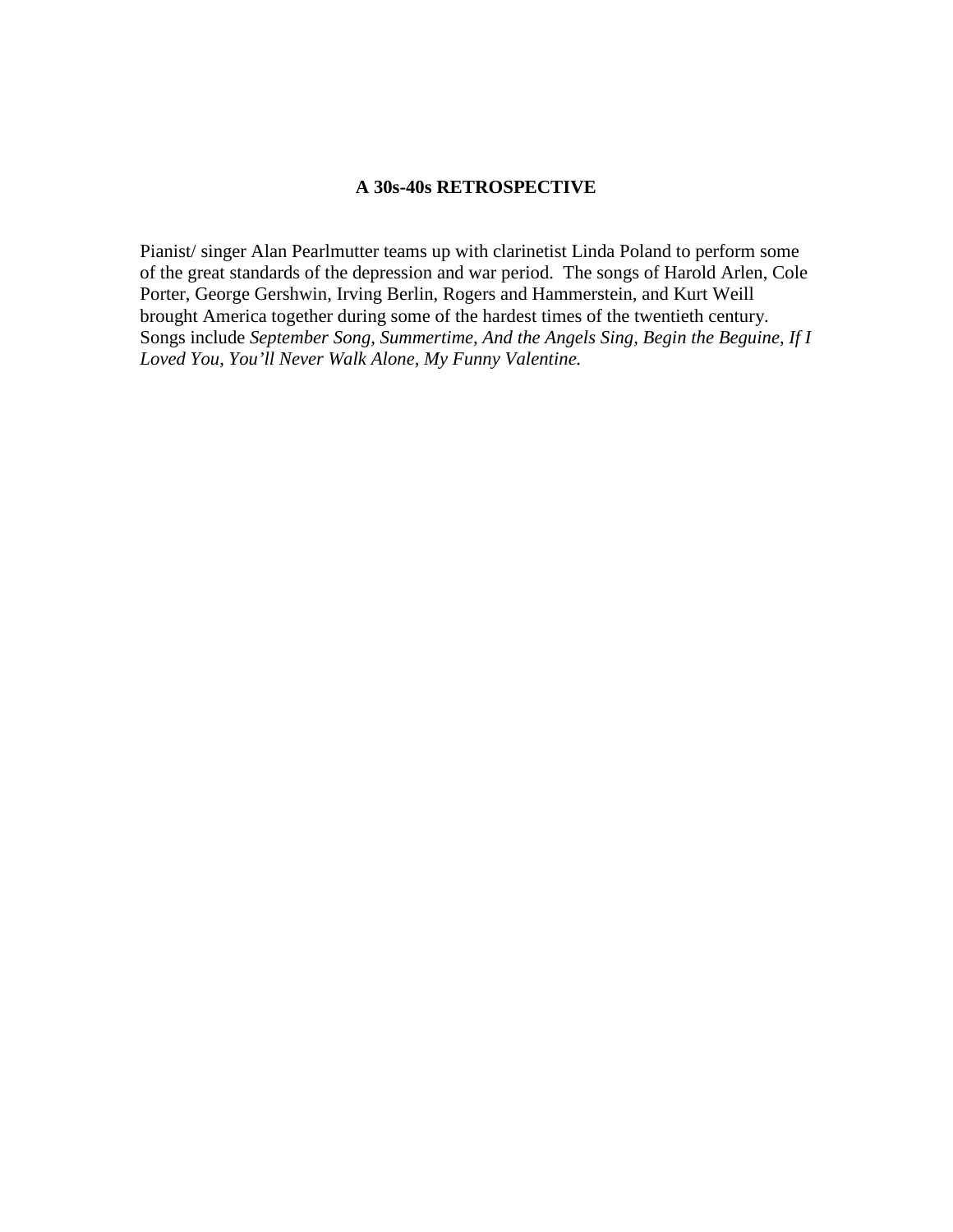# A 30s-40s RETROSPECTIVE

Pianist/ singer Alan Pearlmutter teams up with clarinetist Linda Poland to perform some of the great standards of the depression and war period. The songs of Harold Arlen, Cole Porter, George Gershwin, Irving Berlin, Rogers and Hammerstein, and Kurt Weill brought America together during some of the hardest times of the twentieth century. Songs include *September Song, Summertime, And the Angels Sing, Begin the Beguine, If I Loved You, You'll Never Walk Alone, My Funny Valentine.*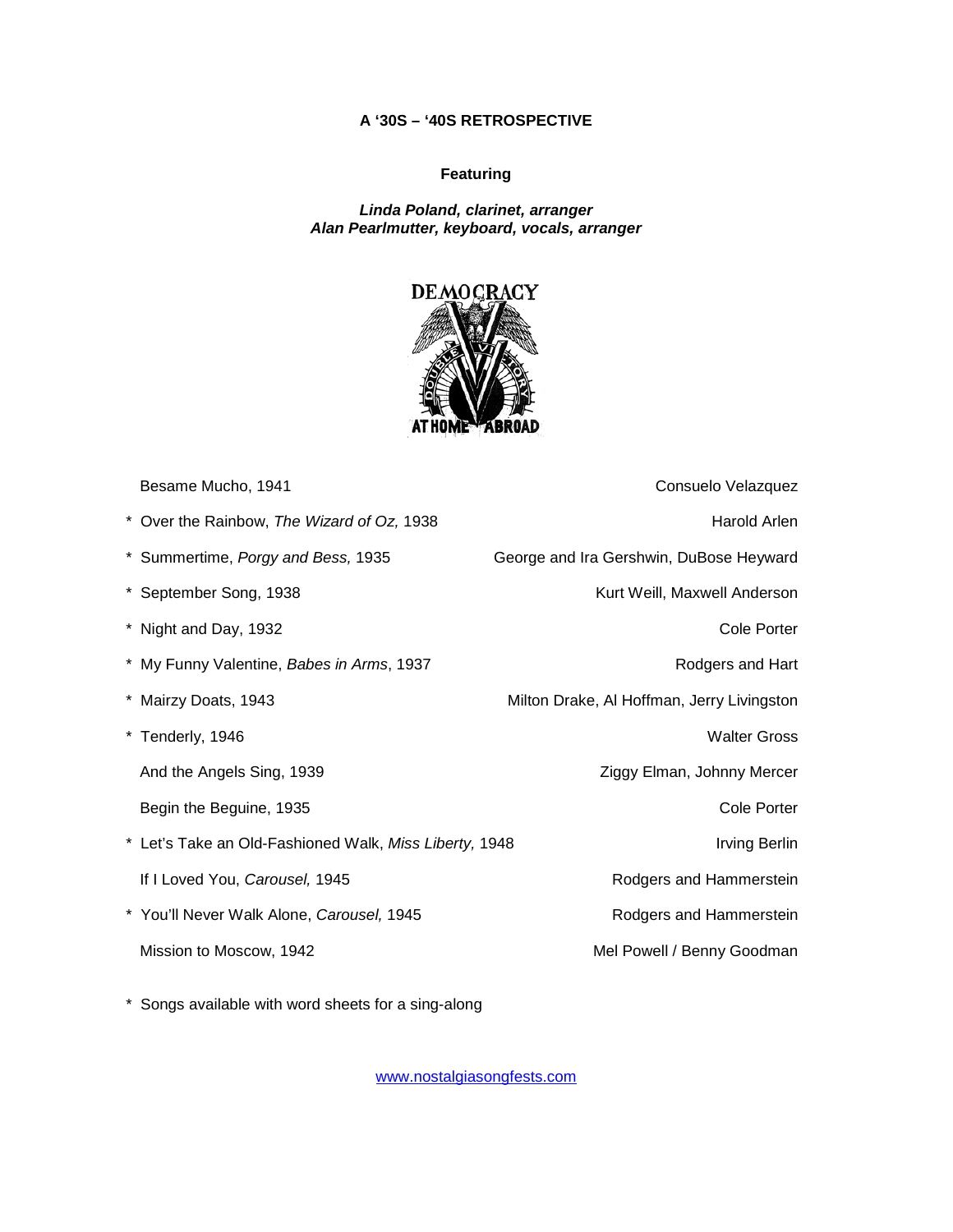**A '30S – '40S RETROSPECTIVE**

**Featuring**

***Linda Poland, clarinet, arranger***
***Alan Pearlmutter, keyboard, vocals, arranger***

DEMOCRACY
DOUBLE VICTORY
AT HOME ABROAD

| | |
|---|---|
| Besame Mucho, 1941 | Consuelo Velazquez |
| * Over the Rainbow, *The Wizard of Oz,* 1938 | Harold Arlen |
| * Summertime, *Porgy and Bess,* 1935 | George and Ira Gershwin, DuBose Heyward |
| * September Song, 1938 | Kurt Weill, Maxwell Anderson |
| * Night and Day, 1932 | Cole Porter |
| * My Funny Valentine, *Babes in Arms*, 1937 | Rodgers and Hart |
| * Mairzy Doats, 1943 | Milton Drake, Al Hoffman, Jerry Livingston |
| * Tenderly, 1946 | Walter Gross |
| And the Angels Sing, 1939 | Ziggy Elman, Johnny Mercer |
| Begin the Beguine, 1935 | Cole Porter |
| * Let's Take an Old-Fashioned Walk, *Miss Liberty,* 1948 | Irving Berlin |
| If I Loved You, *Carousel,* 1945 | Rodgers and Hammerstein |
| * You'll Never Walk Alone, *Carousel,* 1945 | Rodgers and Hammerstein |
| Mission to Moscow, 1942 | Mel Powell / Benny Goodman |

* Songs available with word sheets for a sing-along

www.nostalgiasongfests.com